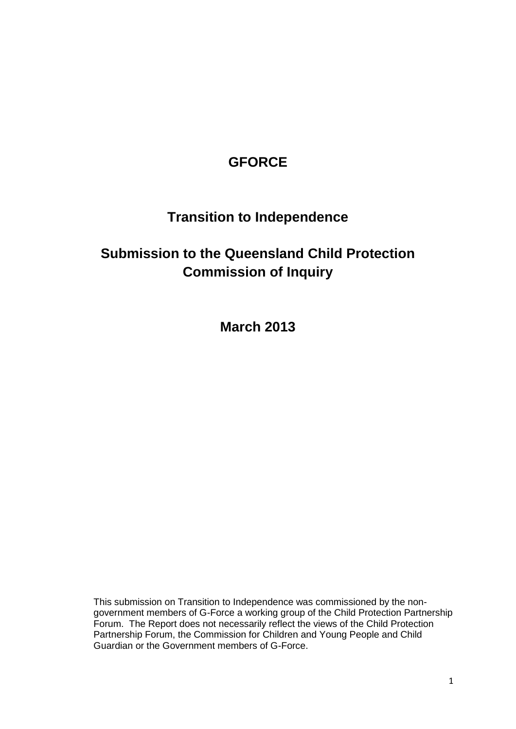# GFORCE

## Transition to Independence

## Submission to the Queensland Child Protection Commission of Inquiry

**March 2013**

This submission on Transition to Independence was commissioned by the non-government members of G-Force a working group of the Child Protection Partnership Forum. The Report does not necessarily reflect the views of the Child Protection Partnership Forum, the Commission for Children and Young People and Child Guardian or the Government members of G-Force.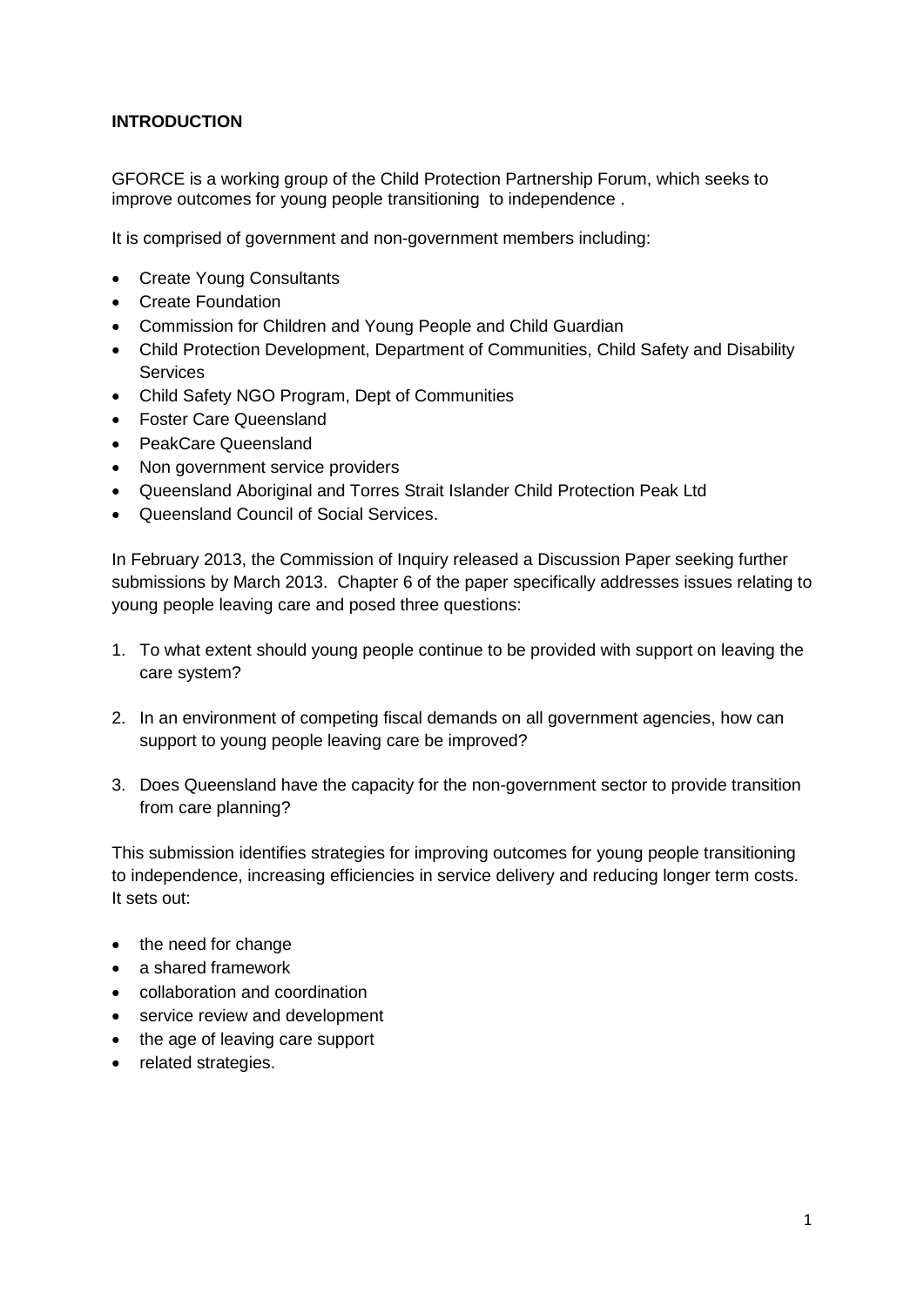**INTRODUCTION**

GFORCE is a working group of the Child Protection Partnership Forum, which seeks to improve outcomes for young people transitioning to independence .

It is comprised of government and non-government members including:

- Create Young Consultants
- Create Foundation
- Commission for Children and Young People and Child Guardian
- Child Protection Development, Department of Communities, Child Safety and Disability Services
- Child Safety NGO Program, Dept of Communities
- Foster Care Queensland
- PeakCare Queensland
- Non government service providers
- Queensland Aboriginal and Torres Strait Islander Child Protection Peak Ltd
- Queensland Council of Social Services.

In February 2013, the Commission of Inquiry released a Discussion Paper seeking further submissions by March 2013. Chapter 6 of the paper specifically addresses issues relating to young people leaving care and posed three questions:

1. To what extent should young people continue to be provided with support on leaving the care system?
2. In an environment of competing fiscal demands on all government agencies, how can support to young people leaving care be improved?
3. Does Queensland have the capacity for the non-government sector to provide transition from care planning?

This submission identifies strategies for improving outcomes for young people transitioning to independence, increasing efficiencies in service delivery and reducing longer term costs. It sets out:

- the need for change
- a shared framework
- collaboration and coordination
- service review and development
- the age of leaving care support
- related strategies.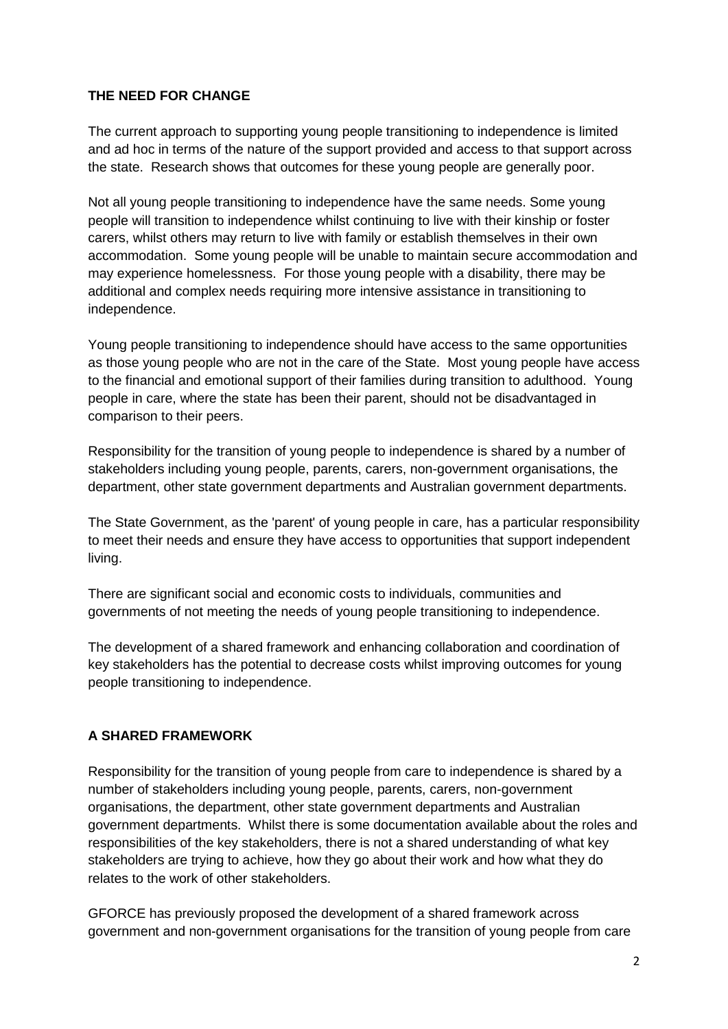## THE NEED FOR CHANGE

The current approach to supporting young people transitioning to independence is limited and ad hoc in terms of the nature of the support provided and access to that support across the state. Research shows that outcomes for these young people are generally poor.

Not all young people transitioning to independence have the same needs. Some young people will transition to independence whilst continuing to live with their kinship or foster carers, whilst others may return to live with family or establish themselves in their own accommodation. Some young people will be unable to maintain secure accommodation and may experience homelessness. For those young people with a disability, there may be additional and complex needs requiring more intensive assistance in transitioning to independence.

Young people transitioning to independence should have access to the same opportunities as those young people who are not in the care of the State. Most young people have access to the financial and emotional support of their families during transition to adulthood. Young people in care, where the state has been their parent, should not be disadvantaged in comparison to their peers.

Responsibility for the transition of young people to independence is shared by a number of stakeholders including young people, parents, carers, non-government organisations, the department, other state government departments and Australian government departments.

The State Government, as the 'parent' of young people in care, has a particular responsibility to meet their needs and ensure they have access to opportunities that support independent living.

There are significant social and economic costs to individuals, communities and governments of not meeting the needs of young people transitioning to independence.

The development of a shared framework and enhancing collaboration and coordination of key stakeholders has the potential to decrease costs whilst improving outcomes for young people transitioning to independence.

## A SHARED FRAMEWORK

Responsibility for the transition of young people from care to independence is shared by a number of stakeholders including young people, parents, carers, non-government organisations, the department, other state government departments and Australian government departments. Whilst there is some documentation available about the roles and responsibilities of the key stakeholders, there is not a shared understanding of what key stakeholders are trying to achieve, how they go about their work and how what they do relates to the work of other stakeholders.

GFORCE has previously proposed the development of a shared framework across government and non-government organisations for the transition of young people from care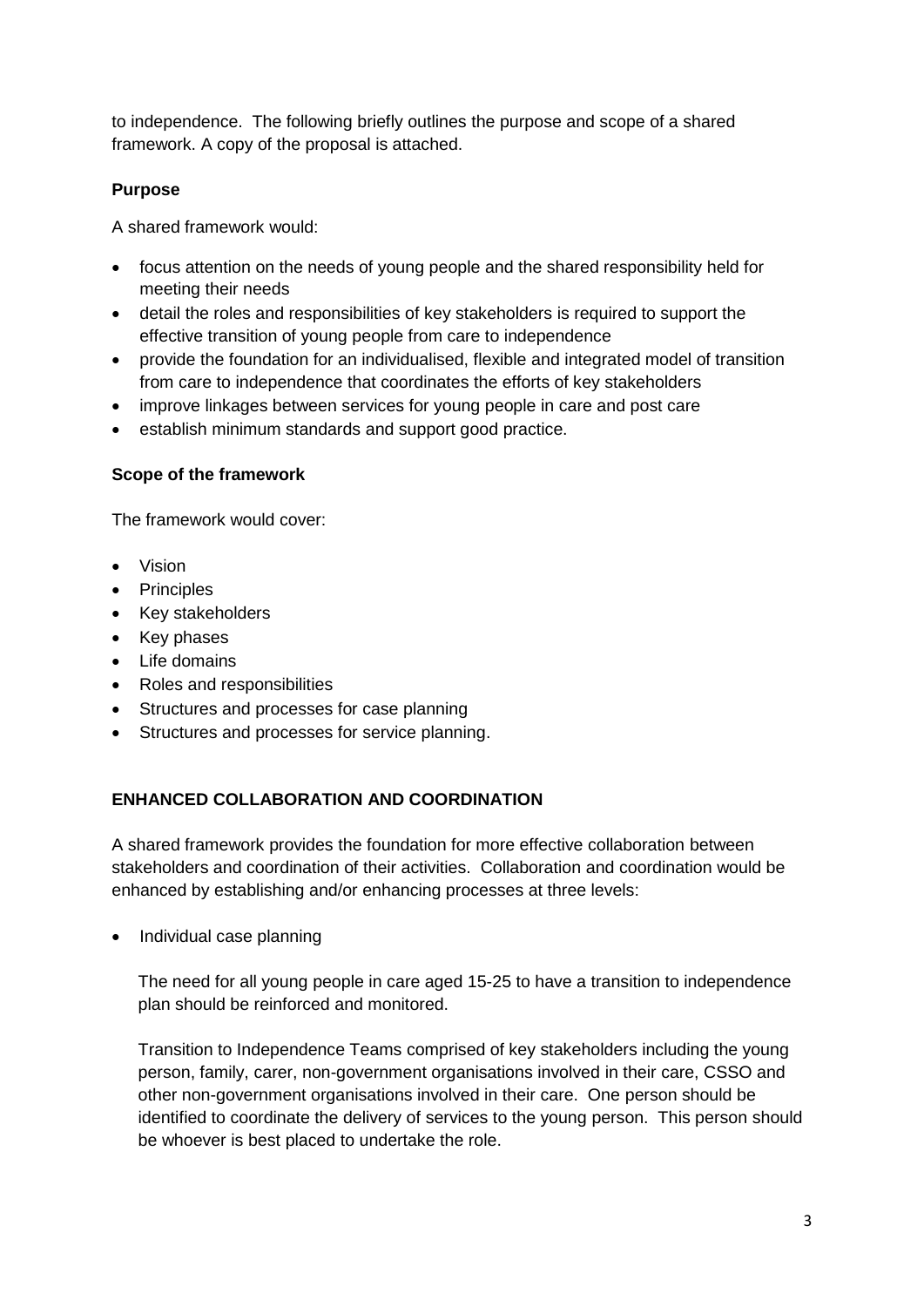to independence. The following briefly outlines the purpose and scope of a shared framework. A copy of the proposal is attached.

**Purpose**

A shared framework would:

- focus attention on the needs of young people and the shared responsibility held for meeting their needs
- detail the roles and responsibilities of key stakeholders is required to support the effective transition of young people from care to independence
- provide the foundation for an individualised, flexible and integrated model of transition from care to independence that coordinates the efforts of key stakeholders
- improve linkages between services for young people in care and post care
- establish minimum standards and support good practice.

**Scope of the framework**

The framework would cover:

- Vision
- Principles
- Key stakeholders
- Key phases
- Life domains
- Roles and responsibilities
- Structures and processes for case planning
- Structures and processes for service planning.

**ENHANCED COLLABORATION AND COORDINATION**

A shared framework provides the foundation for more effective collaboration between stakeholders and coordination of their activities. Collaboration and coordination would be enhanced by establishing and/or enhancing processes at three levels:

- Individual case planning

  The need for all young people in care aged 15-25 to have a transition to independence plan should be reinforced and monitored.

  Transition to Independence Teams comprised of key stakeholders including the young person, family, carer, non-government organisations involved in their care, CSSO and other non-government organisations involved in their care. One person should be identified to coordinate the delivery of services to the young person. This person should be whoever is best placed to undertake the role.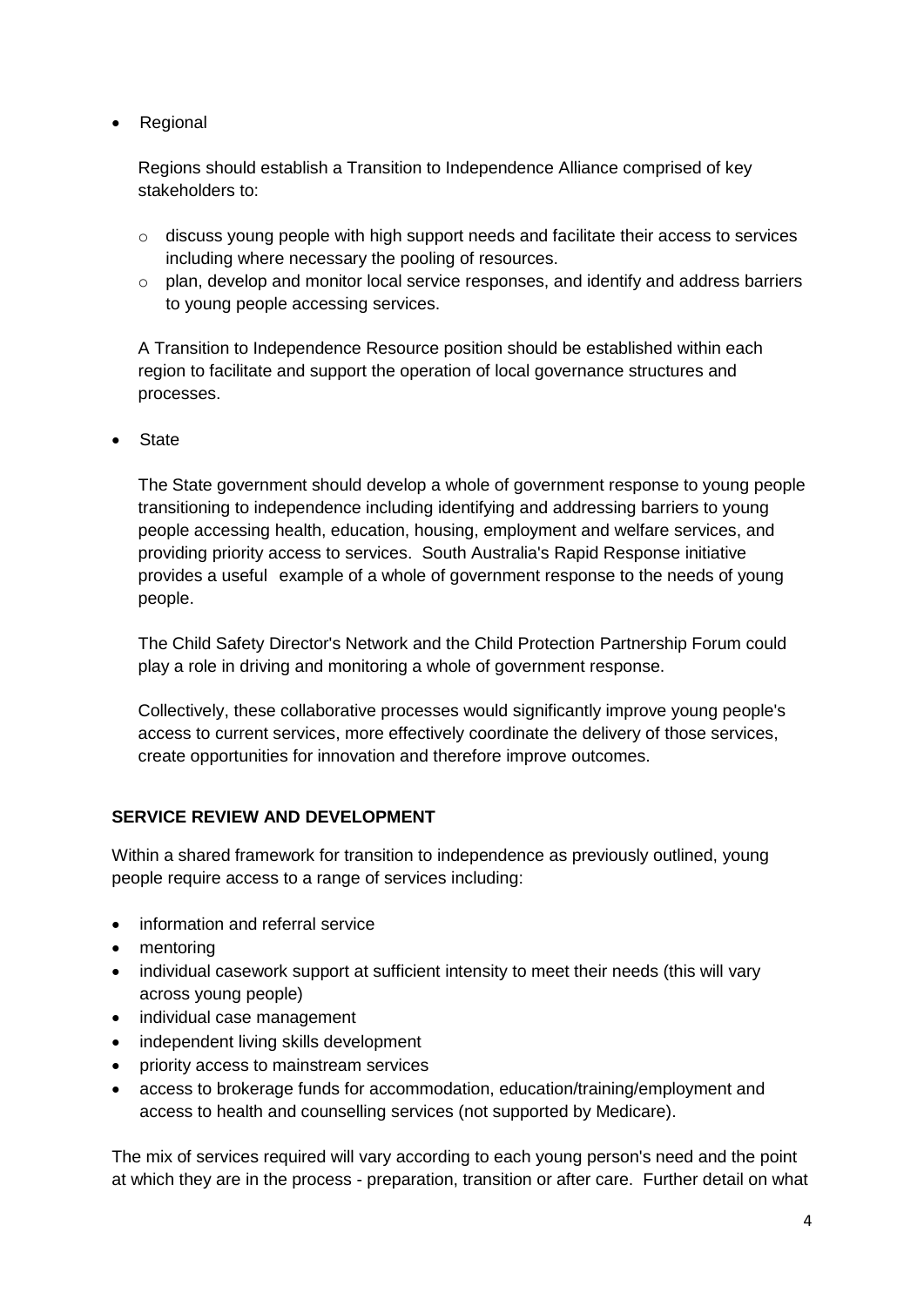- Regional

  Regions should establish a Transition to Independence Alliance comprised of key stakeholders to:

  - discuss young people with high support needs and facilitate their access to services including where necessary the pooling of resources.
  - plan, develop and monitor local service responses, and identify and address barriers to young people accessing services.

  A Transition to Independence Resource position should be established within each region to facilitate and support the operation of local governance structures and processes.

- State

  The State government should develop a whole of government response to young people transitioning to independence including identifying and addressing barriers to young people accessing health, education, housing, employment and welfare services, and providing priority access to services. South Australia's Rapid Response initiative provides a useful example of a whole of government response to the needs of young people.

  The Child Safety Director's Network and the Child Protection Partnership Forum could play a role in driving and monitoring a whole of government response.

  Collectively, these collaborative processes would significantly improve young people's access to current services, more effectively coordinate the delivery of those services, create opportunities for innovation and therefore improve outcomes.

**SERVICE REVIEW AND DEVELOPMENT**

Within a shared framework for transition to independence as previously outlined, young people require access to a range of services including:

- information and referral service
- mentoring
- individual casework support at sufficient intensity to meet their needs (this will vary across young people)
- individual case management
- independent living skills development
- priority access to mainstream services
- access to brokerage funds for accommodation, education/training/employment and access to health and counselling services (not supported by Medicare).

The mix of services required will vary according to each young person's need and the point at which they are in the process - preparation, transition or after care. Further detail on what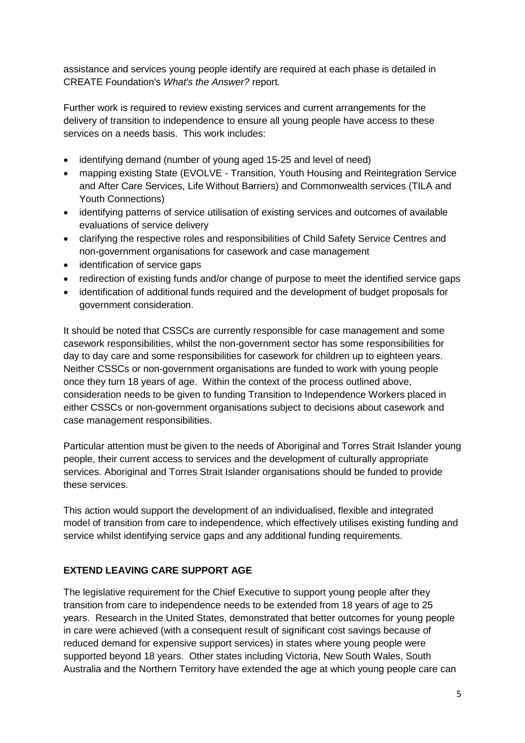assistance and services young people identify are required at each phase is detailed in CREATE Foundation's *What's the Answer?* report.

Further work is required to review existing services and current arrangements for the delivery of transition to independence to ensure all young people have access to these services on a needs basis. This work includes:

- identifying demand (number of young aged 15-25 and level of need)
- mapping existing State (EVOLVE - Transition, Youth Housing and Reintegration Service and After Care Services, Life Without Barriers) and Commonwealth services (TILA and Youth Connections)
- identifying patterns of service utilisation of existing services and outcomes of available evaluations of service delivery
- clarifying the respective roles and responsibilities of Child Safety Service Centres and non-government organisations for casework and case management
- identification of service gaps
- redirection of existing funds and/or change of purpose to meet the identified service gaps
- identification of additional funds required and the development of budget proposals for government consideration.

It should be noted that CSSCs are currently responsible for case management and some casework responsibilities, whilst the non-government sector has some responsibilities for day to day care and some responsibilities for casework for children up to eighteen years. Neither CSSCs or non-government organisations are funded to work with young people once they turn 18 years of age. Within the context of the process outlined above, consideration needs to be given to funding Transition to Independence Workers placed in either CSSCs or non-government organisations subject to decisions about casework and case management responsibilities.

Particular attention must be given to the needs of Aboriginal and Torres Strait Islander young people, their current access to services and the development of culturally appropriate services. Aboriginal and Torres Strait Islander organisations should be funded to provide these services.

This action would support the development of an individualised, flexible and integrated model of transition from care to independence, which effectively utilises existing funding and service whilst identifying service gaps and any additional funding requirements.

## EXTEND LEAVING CARE SUPPORT AGE

The legislative requirement for the Chief Executive to support young people after they transition from care to independence needs to be extended from 18 years of age to 25 years. Research in the United States, demonstrated that better outcomes for young people in care were achieved (with a consequent result of significant cost savings because of reduced demand for expensive support services) in states where young people were supported beyond 18 years. Other states including Victoria, New South Wales, South Australia and the Northern Territory have extended the age at which young people care can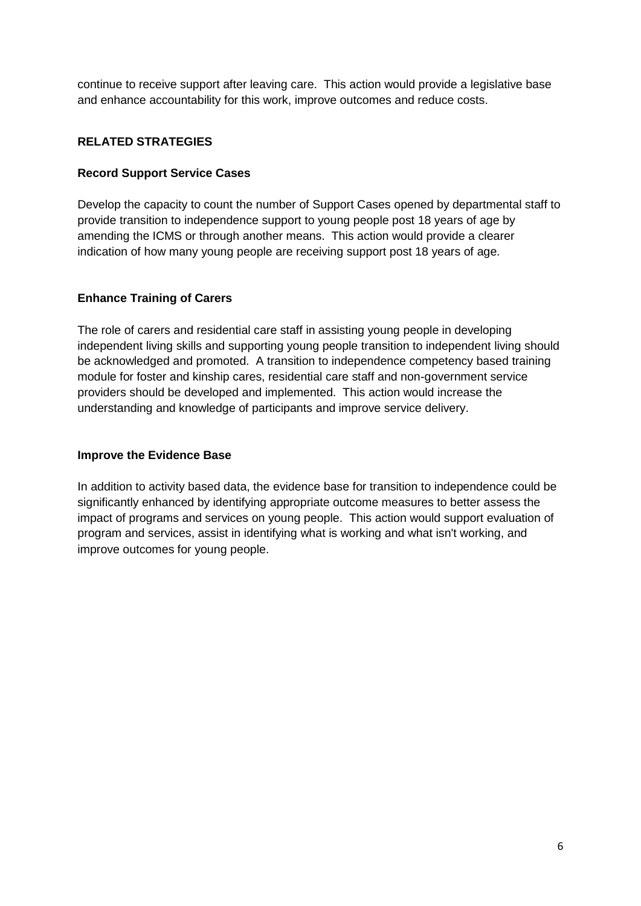continue to receive support after leaving care. This action would provide a legislative base and enhance accountability for this work, improve outcomes and reduce costs.

## RELATED STRATEGIES

### Record Support Service Cases

Develop the capacity to count the number of Support Cases opened by departmental staff to provide transition to independence support to young people post 18 years of age by amending the ICMS or through another means. This action would provide a clearer indication of how many young people are receiving support post 18 years of age.

### Enhance Training of Carers

The role of carers and residential care staff in assisting young people in developing independent living skills and supporting young people transition to independent living should be acknowledged and promoted. A transition to independence competency based training module for foster and kinship cares, residential care staff and non-government service providers should be developed and implemented. This action would increase the understanding and knowledge of participants and improve service delivery.

### Improve the Evidence Base

In addition to activity based data, the evidence base for transition to independence could be significantly enhanced by identifying appropriate outcome measures to better assess the impact of programs and services on young people. This action would support evaluation of program and services, assist in identifying what is working and what isn't working, and improve outcomes for young people.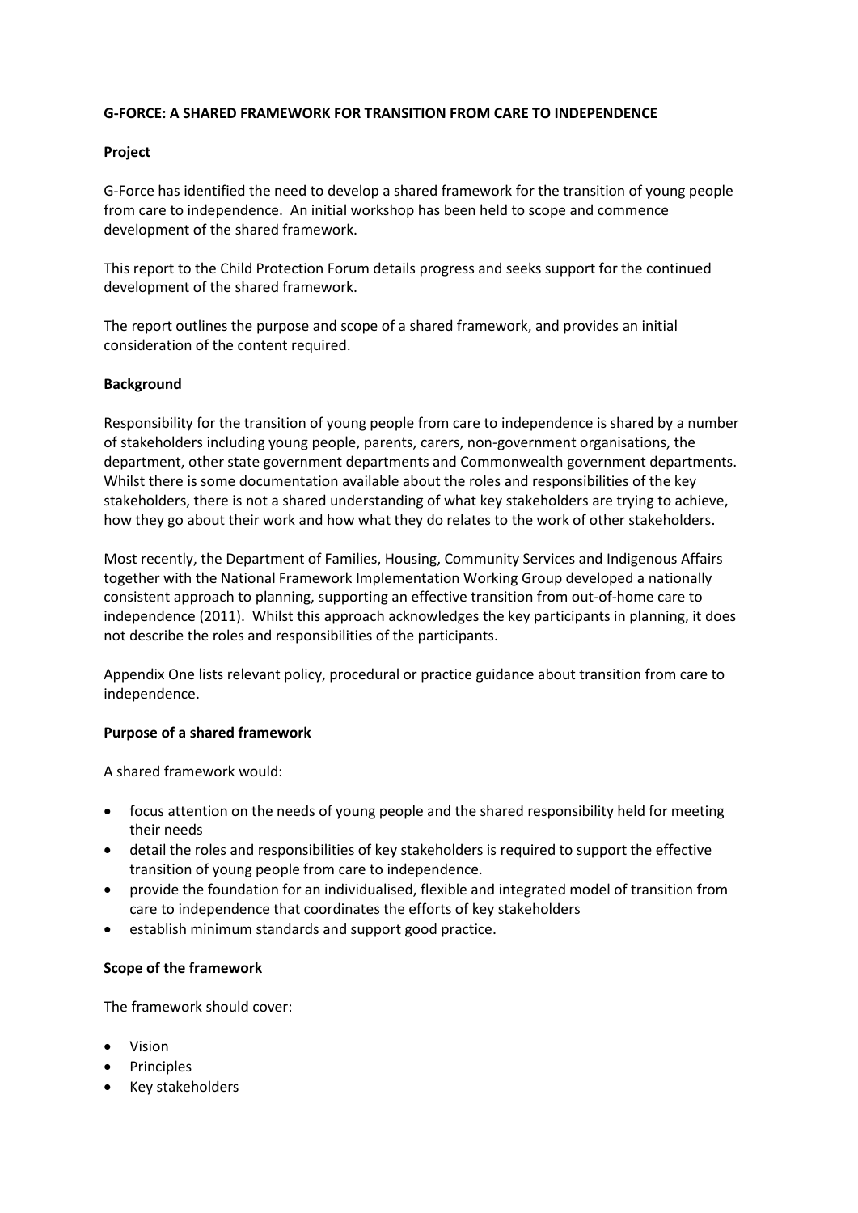**G-FORCE: A SHARED FRAMEWORK FOR TRANSITION FROM CARE TO INDEPENDENCE**

**Project**

G-Force has identified the need to develop a shared framework for the transition of young people from care to independence. An initial workshop has been held to scope and commence development of the shared framework.

This report to the Child Protection Forum details progress and seeks support for the continued development of the shared framework.

The report outlines the purpose and scope of a shared framework, and provides an initial consideration of the content required.

**Background**

Responsibility for the transition of young people from care to independence is shared by a number of stakeholders including young people, parents, carers, non-government organisations, the department, other state government departments and Commonwealth government departments. Whilst there is some documentation available about the roles and responsibilities of the key stakeholders, there is not a shared understanding of what key stakeholders are trying to achieve, how they go about their work and how what they do relates to the work of other stakeholders.

Most recently, the Department of Families, Housing, Community Services and Indigenous Affairs together with the National Framework Implementation Working Group developed a nationally consistent approach to planning, supporting an effective transition from out-of-home care to independence (2011). Whilst this approach acknowledges the key participants in planning, it does not describe the roles and responsibilities of the participants.

Appendix One lists relevant policy, procedural or practice guidance about transition from care to independence.

**Purpose of a shared framework**

A shared framework would:

- focus attention on the needs of young people and the shared responsibility held for meeting their needs
- detail the roles and responsibilities of key stakeholders is required to support the effective transition of young people from care to independence.
- provide the foundation for an individualised, flexible and integrated model of transition from care to independence that coordinates the efforts of key stakeholders
- establish minimum standards and support good practice.

**Scope of the framework**

The framework should cover:

- Vision
- Principles
- Key stakeholders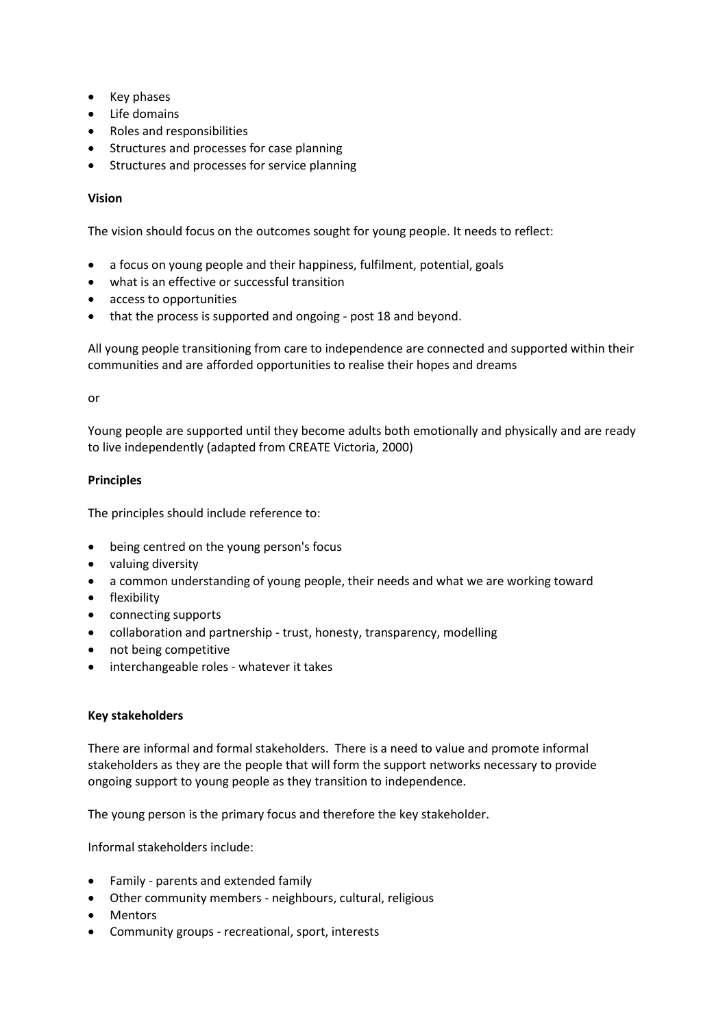- Key phases
- Life domains
- Roles and responsibilities
- Structures and processes for case planning
- Structures and processes for service planning

**Vision**

The vision should focus on the outcomes sought for young people. It needs to reflect:

- a focus on young people and their happiness, fulfilment, potential, goals
- what is an effective or successful transition
- access to opportunities
- that the process is supported and ongoing - post 18 and beyond.

All young people transitioning from care to independence are connected and supported within their communities and are afforded opportunities to realise their hopes and dreams

or

Young people are supported until they become adults both emotionally and physically and are ready to live independently (adapted from CREATE Victoria, 2000)

**Principles**

The principles should include reference to:

- being centred on the young person's focus
- valuing diversity
- a common understanding of young people, their needs and what we are working toward
- flexibility
- connecting supports
- collaboration and partnership - trust, honesty, transparency, modelling
- not being competitive
- interchangeable roles - whatever it takes

**Key stakeholders**

There are informal and formal stakeholders. There is a need to value and promote informal stakeholders as they are the people that will form the support networks necessary to provide ongoing support to young people as they transition to independence.

The young person is the primary focus and therefore the key stakeholder.

Informal stakeholders include:

- Family - parents and extended family
- Other community members - neighbours, cultural, religious
- Mentors
- Community groups - recreational, sport, interests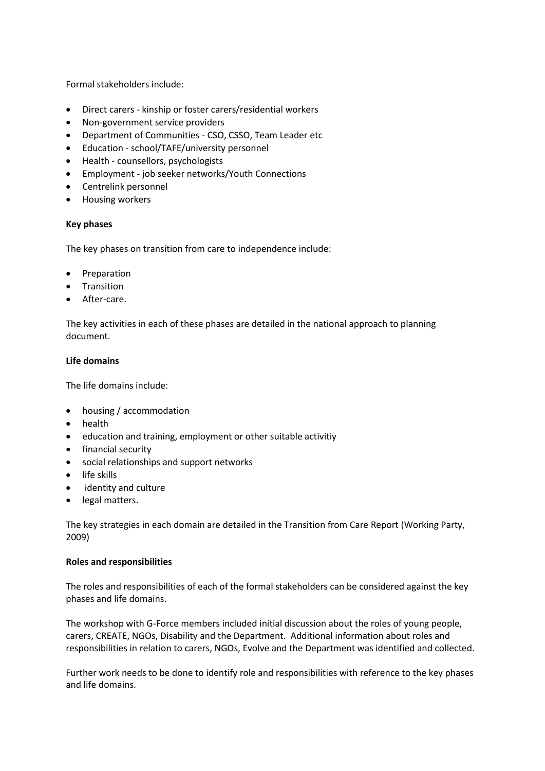Formal stakeholders include:

- Direct carers - kinship or foster carers/residential workers
- Non-government service providers
- Department of Communities - CSO, CSSO, Team Leader etc
- Education - school/TAFE/university personnel
- Health - counsellors, psychologists
- Employment - job seeker networks/Youth Connections
- Centrelink personnel
- Housing workers

**Key phases**

The key phases on transition from care to independence include:

- Preparation
- Transition
- After-care.

The key activities in each of these phases are detailed in the national approach to planning document.

**Life domains**

The life domains include:

- housing / accommodation
- health
- education and training, employment or other suitable activitiy
- financial security
- social relationships and support networks
- life skills
- identity and culture
- legal matters.

The key strategies in each domain are detailed in the Transition from Care Report (Working Party, 2009)

**Roles and responsibilities**

The roles and responsibilities of each of the formal stakeholders can be considered against the key phases and life domains.

The workshop with G-Force members included initial discussion about the roles of young people, carers, CREATE, NGOs, Disability and the Department. Additional information about roles and responsibilities in relation to carers, NGOs, Evolve and the Department was identified and collected.

Further work needs to be done to identify role and responsibilities with reference to the key phases and life domains.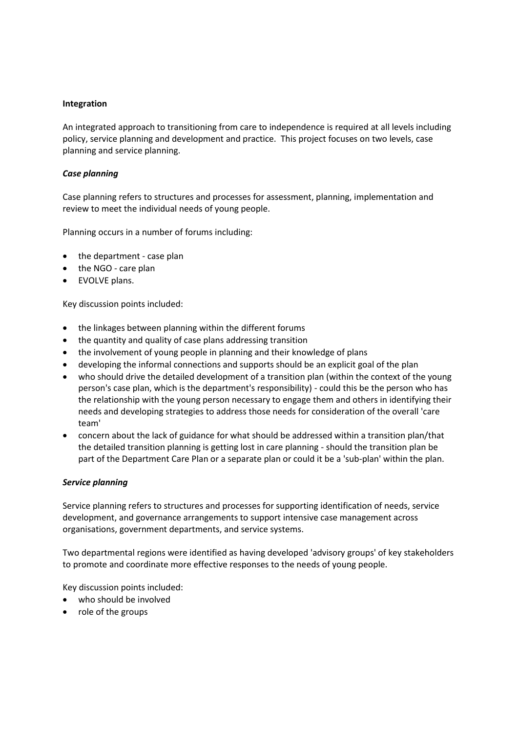**Integration**

An integrated approach to transitioning from care to independence is required at all levels including policy, service planning and development and practice. This project focuses on two levels, case planning and service planning.

***Case planning***

Case planning refers to structures and processes for assessment, planning, implementation and review to meet the individual needs of young people.

Planning occurs in a number of forums including:

- the department - case plan
- the NGO - care plan
- EVOLVE plans.

Key discussion points included:

- the linkages between planning within the different forums
- the quantity and quality of case plans addressing transition
- the involvement of young people in planning and their knowledge of plans
- developing the informal connections and supports should be an explicit goal of the plan
- who should drive the detailed development of a transition plan (within the context of the young person's case plan, which is the department's responsibility) - could this be the person who has the relationship with the young person necessary to engage them and others in identifying their needs and developing strategies to address those needs for consideration of the overall 'care team'
- concern about the lack of guidance for what should be addressed within a transition plan/that the detailed transition planning is getting lost in care planning - should the transition plan be part of the Department Care Plan or a separate plan or could it be a 'sub-plan' within the plan.

***Service planning***

Service planning refers to structures and processes for supporting identification of needs, service development, and governance arrangements to support intensive case management across organisations, government departments, and service systems.

Two departmental regions were identified as having developed 'advisory groups' of key stakeholders to promote and coordinate more effective responses to the needs of young people.

Key discussion points included:

- who should be involved
- role of the groups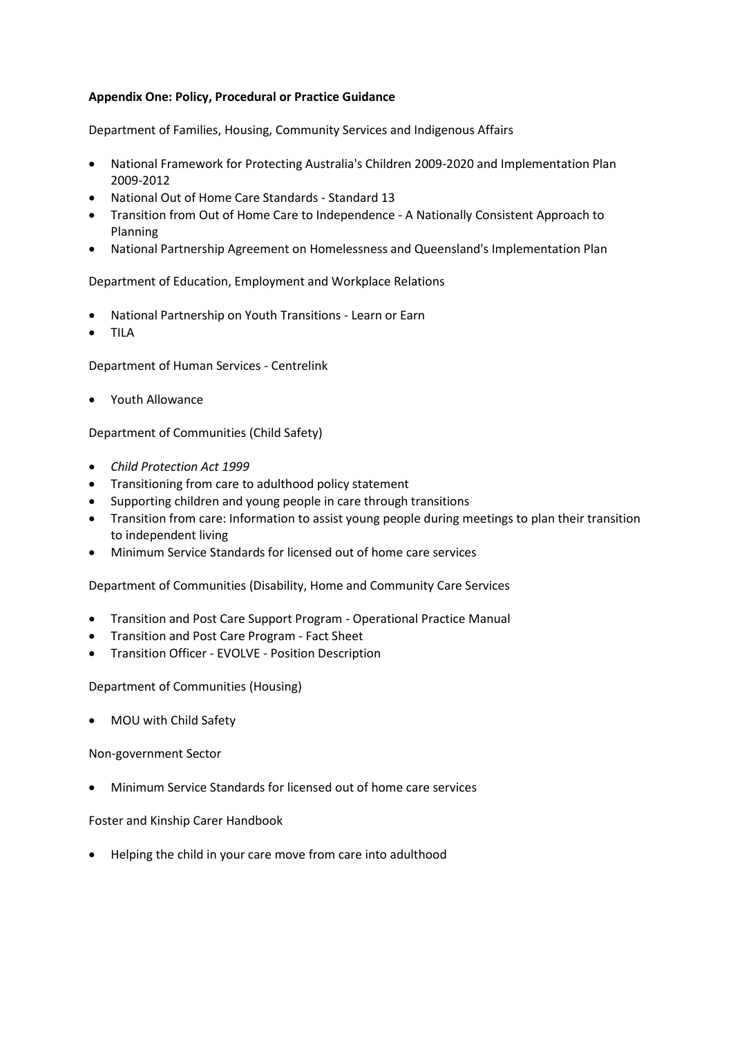**Appendix One: Policy, Procedural or Practice Guidance**

Department of Families, Housing, Community Services and Indigenous Affairs

- National Framework for Protecting Australia's Children 2009-2020 and Implementation Plan 2009-2012
- National Out of Home Care Standards - Standard 13
- Transition from Out of Home Care to Independence - A Nationally Consistent Approach to Planning
- National Partnership Agreement on Homelessness and Queensland's Implementation Plan

Department of Education, Employment and Workplace Relations

- National Partnership on Youth Transitions - Learn or Earn
- TILA

Department of Human Services - Centrelink

- Youth Allowance

Department of Communities (Child Safety)

- *Child Protection Act 1999*
- Transitioning from care to adulthood policy statement
- Supporting children and young people in care through transitions
- Transition from care: Information to assist young people during meetings to plan their transition to independent living
- Minimum Service Standards for licensed out of home care services

Department of Communities (Disability, Home and Community Care Services

- Transition and Post Care Support Program - Operational Practice Manual
- Transition and Post Care Program - Fact Sheet
- Transition Officer - EVOLVE - Position Description

Department of Communities (Housing)

- MOU with Child Safety

Non-government Sector

- Minimum Service Standards for licensed out of home care services

Foster and Kinship Carer Handbook

- Helping the child in your care move from care into adulthood